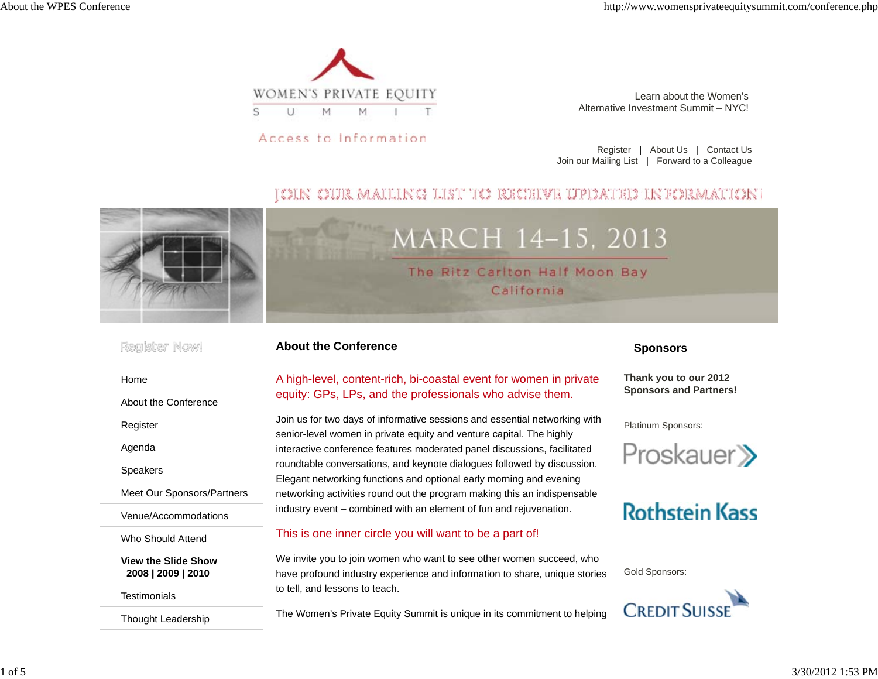WOMEN'S PRIVATE EQUITY SUMMIT

Access to Information

Learn about the Women's Alternative Investment Summit – NYC!

Register | About Us | Contact Us
Join our Mailing List | Forward to a Colleague

JOIN OUR MAILING LIST TO RECEIVE UPDATED INFORMATION!

MARCH 14–15, 2013

The Ritz Carlton Half Moon Bay
California

Register Now!

- Home
- About the Conference
- Register
- Agenda
- Speakers
- Meet Our Sponsors/Partners
- Venue/Accommodations
- Who Should Attend
- **View the Slide Show 2008 | 2009 | 2010**
- Testimonials
- Thought Leadership

## About the Conference

A high-level, content-rich, bi-coastal event for women in private equity: GPs, LPs, and the professionals who advise them.

Join us for two days of informative sessions and essential networking with senior-level women in private equity and venture capital. The highly interactive conference features moderated panel discussions, facilitated roundtable conversations, and keynote dialogues followed by discussion. Elegant networking functions and optional early morning and evening networking activities round out the program making this an indispensable industry event – combined with an element of fun and rejuvenation.

This is one inner circle you will want to be a part of!

We invite you to join women who want to see other women succeed, who have profound industry experience and information to share, unique stories to tell, and lessons to teach.

The Women's Private Equity Summit is unique in its commitment to helping

## Sponsors

**Thank you to our 2012 Sponsors and Partners!**

Platinum Sponsors:

Proskauer

Rothstein Kass

Gold Sponsors:

Credit Suisse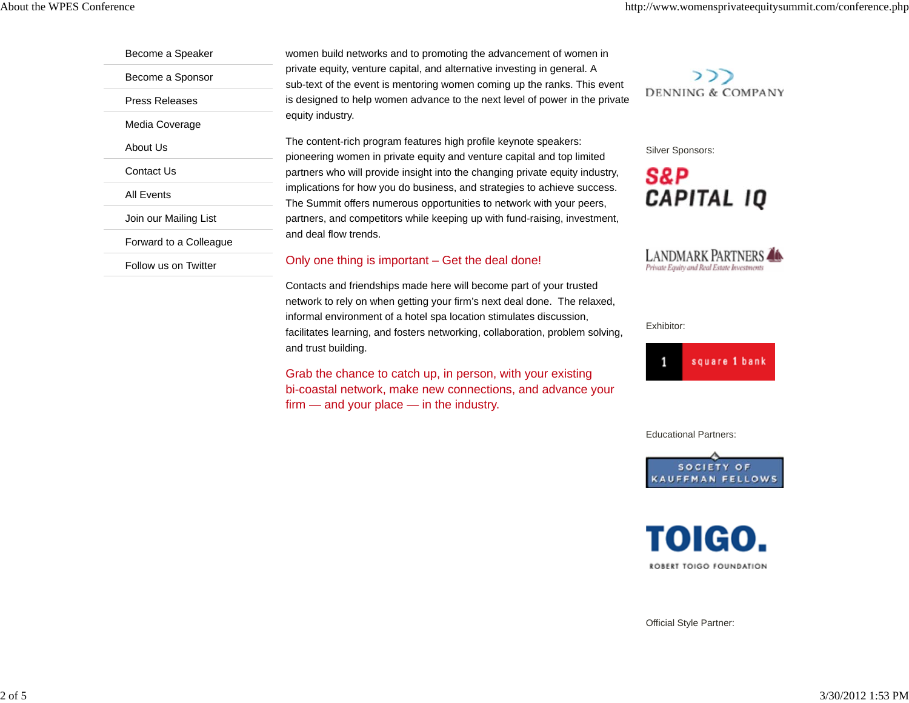- Become a Speaker
- Become a Sponsor
- Press Releases
- Media Coverage
- About Us
- Contact Us
- All Events
- Join our Mailing List
- Forward to a Colleague
- Follow us on Twitter

women build networks and to promoting the advancement of women in private equity, venture capital, and alternative investing in general. A sub-text of the event is mentoring women coming up the ranks. This event is designed to help women advance to the next level of power in the private equity industry.

The content-rich program features high profile keynote speakers: pioneering women in private equity and venture capital and top limited partners who will provide insight into the changing private equity industry, implications for how you do business, and strategies to achieve success. The Summit offers numerous opportunities to network with your peers, partners, and competitors while keeping up with fund-raising, investment, and deal flow trends.

Only one thing is important – Get the deal done!

Contacts and friendships made here will become part of your trusted network to rely on when getting your firm's next deal done. The relaxed, informal environment of a hotel spa location stimulates discussion, facilitates learning, and fosters networking, collaboration, problem solving, and trust building.

Grab the chance to catch up, in person, with your existing bi-coastal network, make new connections, and advance your firm — and your place — in the industry.

DENNING & COMPANY

Silver Sponsors:

S&P CAPITAL IQ

LANDMARK PARTNERS
Private Equity and Real Estate Investments

Exhibitor:

square 1 bank

Educational Partners:

SOCIETY OF KAUFFMAN FELLOWS

TOIGO.
ROBERT TOIGO FOUNDATION

Official Style Partner: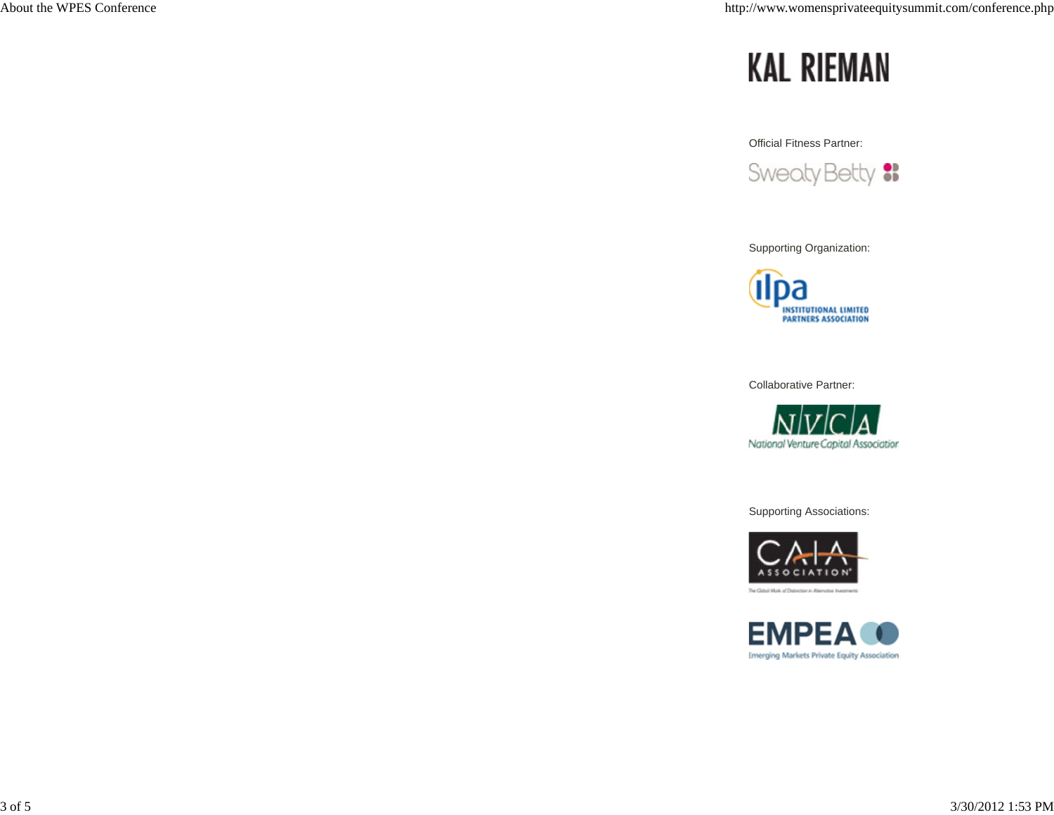KAL RIEMAN

Official Fitness Partner:

Sweaty Betty

Supporting Organization:

ilpa INSTITUTIONAL LIMITED PARTNERS ASSOCIATION

Collaborative Partner:

NVCA National Venture Capital Association

Supporting Associations:

CAIA ASSOCIATION

EMPEA Emerging Markets Private Equity Association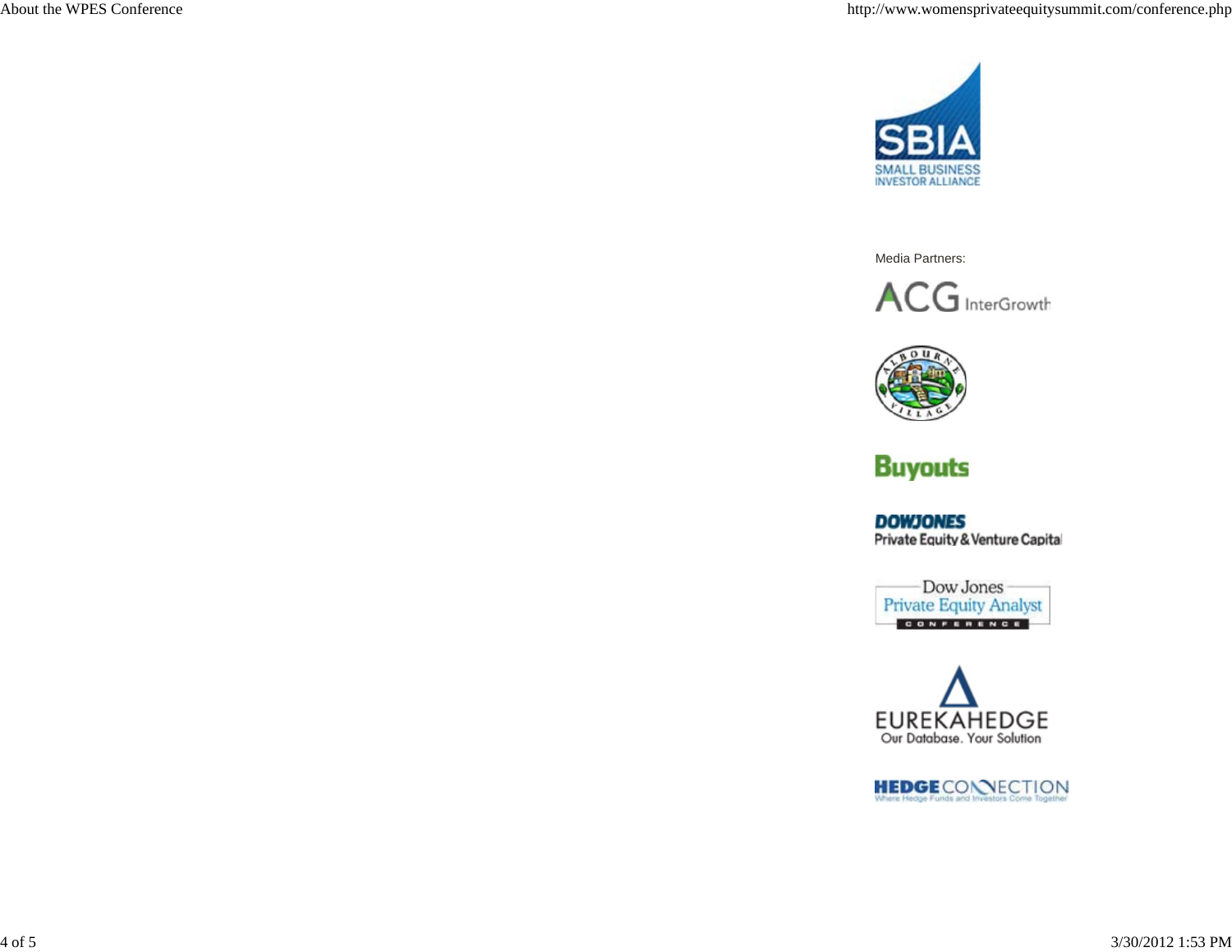SBIA
SMALL BUSINESS
INVESTOR ALLIANCE

Media Partners:

ACG InterGrowth

ALBOURNE VILLAGE

Buyouts

DOWJONES
Private Equity & Venture Capital

Dow Jones
Private Equity Analyst
CONFERENCE

EUREKAHEDGE
Our Database. Your Solution

HEDGE CONNECTION
Where Hedge Funds and Investors Come Together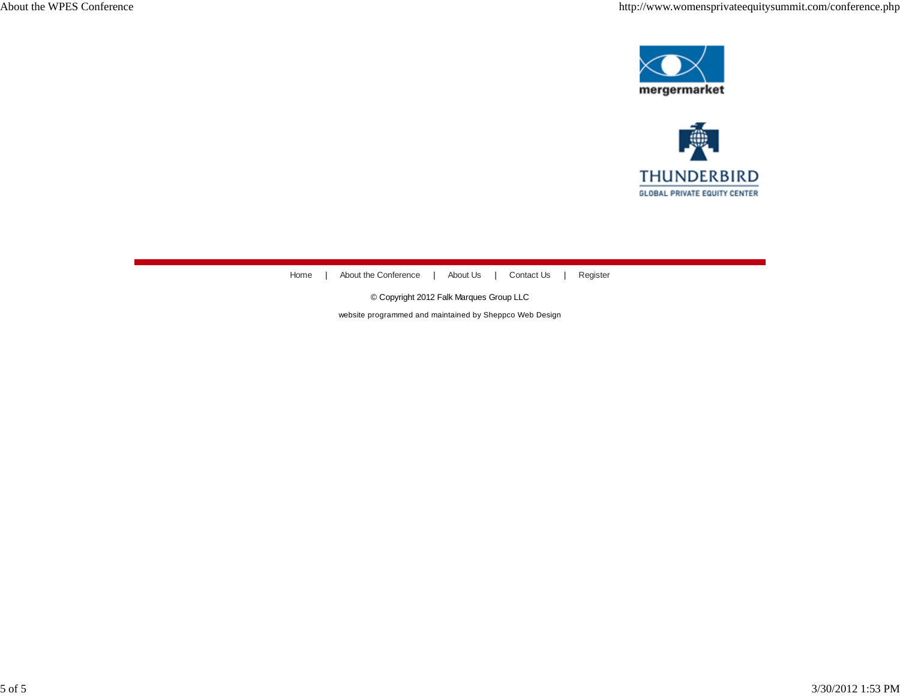mergermarket

THUNDERBIRD
GLOBAL PRIVATE EQUITY CENTER

Home | About the Conference | About Us | Contact Us | Register

© Copyright 2012 Falk Marques Group LLC

website programmed and maintained by Sheppco Web Design